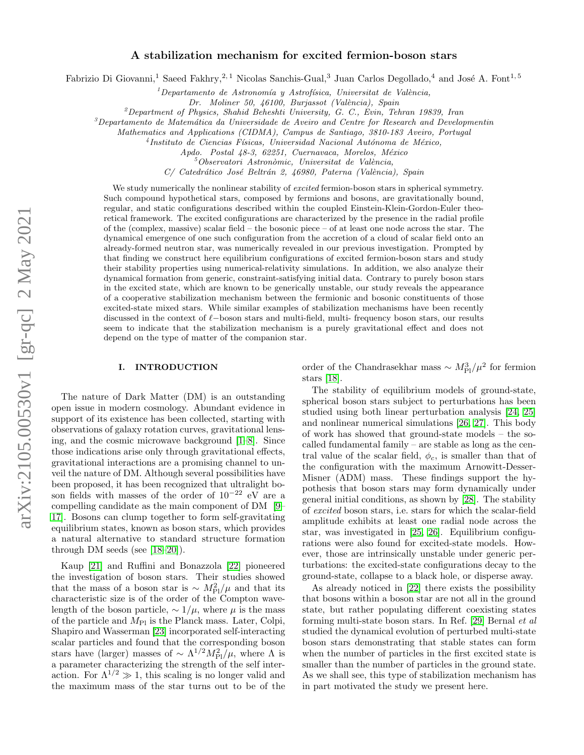# A stabilization mechanism for excited fermion-boson stars

Fabrizio Di Giovanni,[1] Saeed Fakhry,[2,1] Nicolas Sanchis-Gual,[3] Juan Carlos Degollado,[4] and José A. Font[1,5]

[1]*Departamento de Astronomía y Astrofísica, Universitat de València, Dr. Moliner 50, 46100, Burjassot (València), Spain*

[2]*Department of Physics, Shahid Beheshti University, G. C., Evin, Tehran 19839, Iran*

[3]*Departamento de Matemática da Universidade de Aveiro and Centre for Research and Developmentin Mathematics and Applications (CIDMA), Campus de Santiago, 3810-183 Aveiro, Portugal*

[4]*Instituto de Ciencias Físicas, Universidad Nacional Autónoma de México, Apdo. Postal 48-3, 62251, Cuernavaca, Morelos, México*

[5]*Observatori Astronòmic, Universitat de València, C/ Catedrático José Beltrán 2, 46980, Paterna (València), Spain*

We study numerically the nonlinear stability of *excited* fermion-boson stars in spherical symmetry. Such compound hypothetical stars, composed by fermions and bosons, are gravitationally bound, regular, and static configurations described within the coupled Einstein-Klein-Gordon-Euler theoretical framework. The excited configurations are characterized by the presence in the radial profile of the (complex, massive) scalar field – the bosonic piece – of at least one node across the star. The dynamical emergence of one such configuration from the accretion of a cloud of scalar field onto an already-formed neutron star, was numerically revealed in our previous investigation. Prompted by that finding we construct here equilibrium configurations of excited fermion-boson stars and study their stability properties using numerical-relativity simulations. In addition, we also analyze their dynamical formation from generic, constraint-satisfying initial data. Contrary to purely boson stars in the excited state, which are known to be generically unstable, our study reveals the appearance of a cooperative stabilization mechanism between the fermionic and bosonic constituents of those excited-state mixed stars. While similar examples of stabilization mechanisms have been recently discussed in the context of $\ell-$boson stars and multi-field, multi- frequency boson stars, our results seem to indicate that the stabilization mechanism is a purely gravitational effect and does not depend on the type of matter of the companion star.

## I. INTRODUCTION

The nature of Dark Matter (DM) is an outstanding open issue in modern cosmology. Abundant evidence in support of its existence has been collected, starting with observations of galaxy rotation curves, gravitational lensing, and the cosmic microwave background [1–8]. Since those indications arise only through gravitational effects, gravitational interactions are a promising channel to unveil the nature of DM. Although several possibilities have been proposed, it has been recognized that ultralight boson fields with masses of the order of $10^{-22}$ eV are a compelling candidate as the main component of DM [9–17]. Bosons can clump together to form self-gravitating equilibrium states, known as boson stars, which provides a natural alternative to standard structure formation through DM seeds (see [18–20]).

Kaup [21] and Ruffini and Bonazzola [22] pioneered the investigation of boson stars. Their studies showed that the mass of a boson star is $\sim M_{\rm Pl}^2/\mu$ and that its characteristic size is of the order of the Compton wavelength of the boson particle, $\sim 1/\mu$, where $\mu$ is the mass of the particle and $M_{\rm Pl}$ is the Planck mass. Later, Colpi, Shapiro and Wasserman [23] incorporated self-interacting scalar particles and found that the corresponding boson stars have (larger) masses of $\sim \Lambda^{1/2} M_{\rm Pl}^2/\mu$, where $\Lambda$ is a parameter characterizing the strength of the self interaction. For $\Lambda^{1/2} \gg 1$, this scaling is no longer valid and the maximum mass of the star turns out to be of the order of the Chandrasekhar mass $\sim M_{\rm Pl}^3/\mu^2$ for fermion stars [18].

The stability of equilibrium models of ground-state, spherical boson stars subject to perturbations has been studied using both linear perturbation analysis [24, 25] and nonlinear numerical simulations [26, 27]. This body of work has showed that ground-state models – the so-called fundamental family – are stable as long as the central value of the scalar field, $\phi_c$, is smaller than that of the configuration with the maximum Arnowitt-Desser-Misner (ADM) mass. These findings support the hypothesis that boson stars may form dynamically under general initial conditions, as shown by [28]. The stability of *excited* boson stars, i.e. stars for which the scalar-field amplitude exhibits at least one radial node across the star, was investigated in [25, 26]. Equilibrium configurations were also found for excited-state models. However, those are intrinsically unstable under generic perturbations: the excited-state configurations decay to the ground-state, collapse to a black hole, or disperse away.

As already noticed in [22] there exists the possibility that bosons within a boson star are not all in the ground state, but rather populating different coexisting states forming multi-state boson stars. In Ref. [29] Bernal *et al* studied the dynamical evolution of perturbed multi-state boson stars demonstrating that stable states can form when the number of particles in the first excited state is smaller than the number of particles in the ground state. As we shall see, this type of stabilization mechanism has in part motivated the study we present here.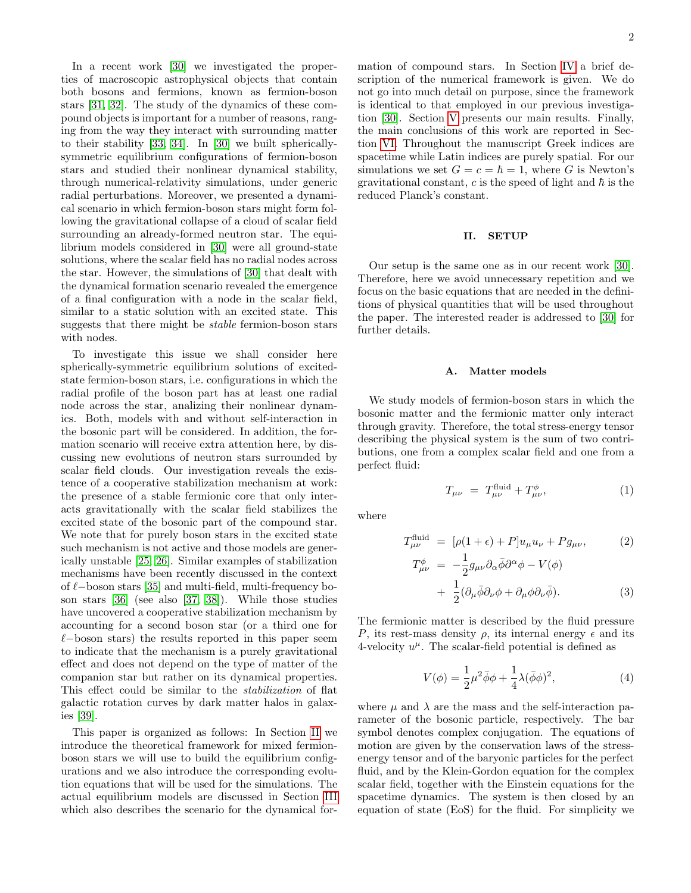In a recent work [30] we investigated the properties of macroscopic astrophysical objects that contain both bosons and fermions, known as fermion-boson stars [31, 32]. The study of the dynamics of these compound objects is important for a number of reasons, ranging from the way they interact with surrounding matter to their stability [33, 34]. In [30] we built spherically-symmetric equilibrium configurations of fermion-boson stars and studied their nonlinear dynamical stability, through numerical-relativity simulations, under generic radial perturbations. Moreover, we presented a dynamical scenario in which fermion-boson stars might form following the gravitational collapse of a cloud of scalar field surrounding an already-formed neutron star. The equilibrium models considered in [30] were all ground-state solutions, where the scalar field has no radial nodes across the star. However, the simulations of [30] that dealt with the dynamical formation scenario revealed the emergence of a final configuration with a node in the scalar field, similar to a static solution with an excited state. This suggests that there might be *stable* fermion-boson stars with nodes.

To investigate this issue we shall consider here spherically-symmetric equilibrium solutions of excited-state fermion-boson stars, i.e. configurations in which the radial profile of the boson part has at least one radial node across the star, analizing their nonlinear dynamics. Both, models with and without self-interaction in the bosonic part will be considered. In addition, the formation scenario will receive extra attention here, by discussing new evolutions of neutron stars surrounded by scalar field clouds. Our investigation reveals the existence of a cooperative stabilization mechanism at work: the presence of a stable fermionic core that only interacts gravitationally with the scalar field stabilizes the excited state of the bosonic part of the compound star. We note that for purely boson stars in the excited state such mechanism is not active and those models are generically unstable [25, 26]. Similar examples of stabilization mechanisms have been recently discussed in the context of $\ell-$boson stars [35] and multi-field, multi-frequency boson stars [36] (see also [37, 38]). While those studies have uncovered a cooperative stabilization mechanism by accounting for a second boson star (or a third one for $\ell-$boson stars) the results reported in this paper seem to indicate that the mechanism is a purely gravitational effect and does not depend on the type of matter of the companion star but rather on its dynamical properties. This effect could be similar to the *stabilization* of flat galactic rotation curves by dark matter halos in galaxies [39].

This paper is organized as follows: In Section II we introduce the theoretical framework for mixed fermion-boson stars we will use to build the equilibrium configurations and we also introduce the corresponding evolution equations that will be used for the simulations. The actual equilibrium models are discussed in Section III which also describes the scenario for the dynamical formation of compound stars. In Section IV a brief description of the numerical framework is given. We do not go into much detail on purpose, since the framework is identical to that employed in our previous investigation [30]. Section V presents our main results. Finally, the main conclusions of this work are reported in Section VI. Throughout the manuscript Greek indices are spacetime while Latin indices are purely spatial. For our simulations we set $G = c = \hbar = 1$, where $G$ is Newton's gravitational constant, $c$ is the speed of light and $\hbar$ is the reduced Planck's constant.

## II. SETUP

Our setup is the same one as in our recent work [30]. Therefore, here we avoid unnecessary repetition and we focus on the basic equations that are needed in the definitions of physical quantities that will be used throughout the paper. The interested reader is addressed to [30] for further details.

### A. Matter models

We study models of fermion-boson stars in which the bosonic matter and the fermionic matter only interact through gravity. Therefore, the total stress-energy tensor describing the physical system is the sum of two contributions, one from a complex scalar field and one from a perfect fluid:

$$T_{\mu\nu} \;=\; T^{\rm fluid}_{\mu\nu} + T^{\phi}_{\mu\nu}, \tag{1}$$

where

$$T^{\rm fluid}_{\mu\nu} \;=\; [\rho(1+\epsilon) + P]u_\mu u_\nu + P g_{\mu\nu}, \tag{2}$$

$$T^{\phi}_{\mu\nu} \;=\; -\frac{1}{2}g_{\mu\nu}\partial_\alpha\bar{\phi}\partial^\alpha\phi - V(\phi) + \frac{1}{2}(\partial_\mu\bar{\phi}\partial_\nu\phi + \partial_\mu\phi\partial_\nu\bar{\phi}). \tag{3}$$

The fermionic matter is described by the fluid pressure $P$, its rest-mass density $\rho$, its internal energy $\epsilon$ and its 4-velocity $u^\mu$. The scalar-field potential is defined as

$$V(\phi) = \frac{1}{2}\mu^2\bar{\phi}\phi + \frac{1}{4}\lambda(\bar{\phi}\phi)^2, \tag{4}$$

where $\mu$ and $\lambda$ are the mass and the self-interaction parameter of the bosonic particle, respectively. The bar symbol denotes complex conjugation. The equations of motion are given by the conservation laws of the stress-energy tensor and of the baryonic particles for the perfect fluid, and by the Klein-Gordon equation for the complex scalar field, together with the Einstein equations for the spacetime dynamics. The system is then closed by an equation of state (EoS) for the fluid. For simplicity we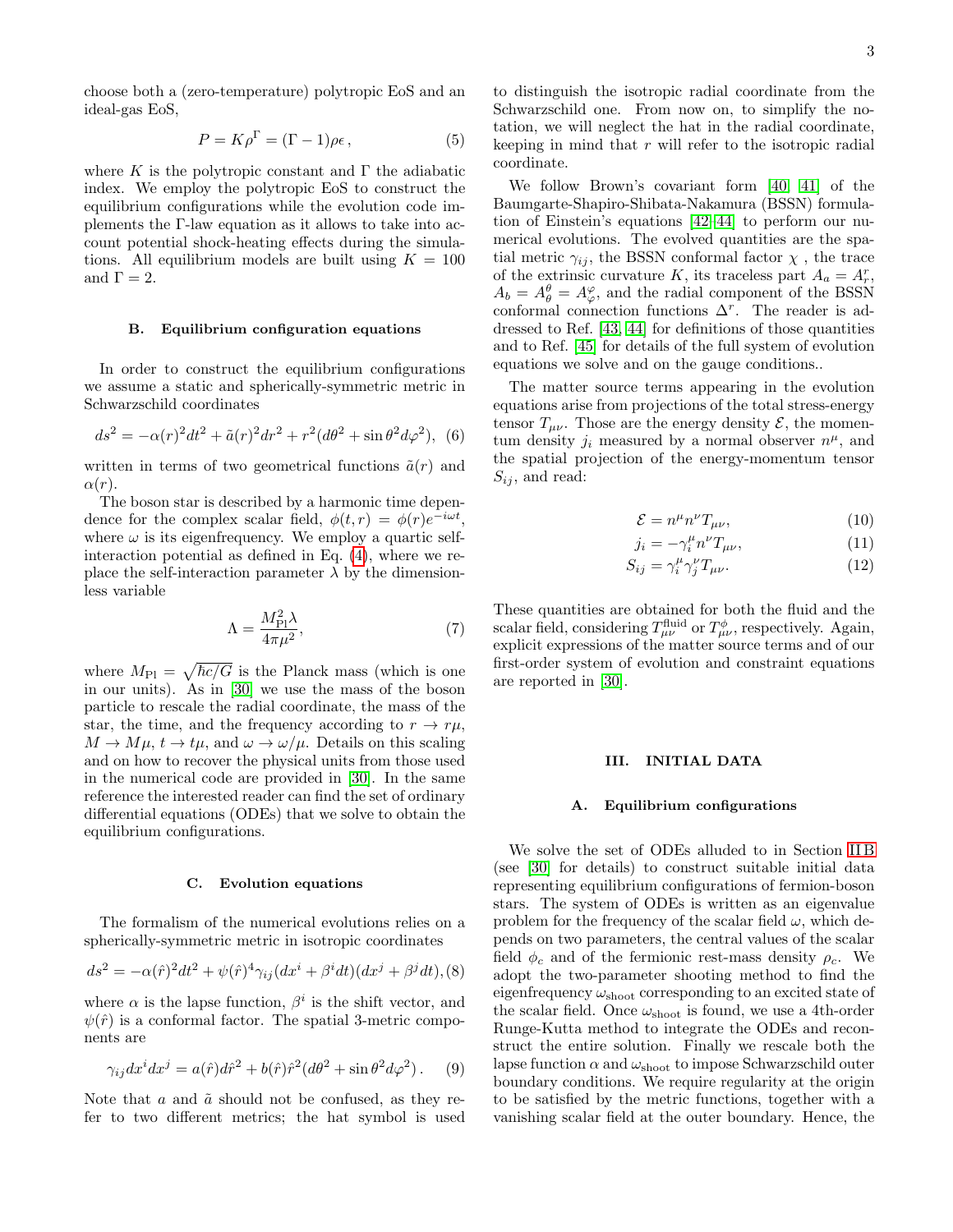choose both a (zero-temperature) polytropic EoS and an ideal-gas EoS,

$$P = K\rho^{\Gamma} = (\Gamma - 1)\rho\epsilon\,, \tag{5}$$

where $K$ is the polytropic constant and $\Gamma$ the adiabatic index. We employ the polytropic EoS to construct the equilibrium configurations while the evolution code implements the $\Gamma$-law equation as it allows to take into account potential shock-heating effects during the simulations. All equilibrium models are built using $K = 100$ and $\Gamma = 2$.

### B. Equilibrium configuration equations

In order to construct the equilibrium configurations we assume a static and spherically-symmetric metric in Schwarzschild coordinates

$$ds^2 = -\alpha(r)^2 dt^2 + \tilde{a}(r)^2 dr^2 + r^2(d\theta^2 + \sin\theta^2 d\varphi^2), \tag{6}$$

written in terms of two geometrical functions $\tilde{a}(r)$ and $\alpha(r)$.

The boson star is described by a harmonic time dependence for the complex scalar field, $\phi(t, r) = \phi(r)e^{-i\omega t}$, where $\omega$ is its eigenfrequency. We employ a quartic self-interaction potential as defined in Eq. (4), where we replace the self-interaction parameter $\lambda$ by the dimensionless variable

$$\Lambda = \frac{M_{\rm Pl}^2 \lambda}{4\pi\mu^2}, \tag{7}$$

where $M_{\rm Pl} = \sqrt{\hbar c/G}$ is the Planck mass (which is one in our units). As in [30] we use the mass of the boson particle to rescale the radial coordinate, the mass of the star, the time, and the frequency according to $r \to r\mu$, $M \to M\mu$, $t \to t\mu$, and $\omega \to \omega/\mu$. Details on this scaling and on how to recover the physical units from those used in the numerical code are provided in [30]. In the same reference the interested reader can find the set of ordinary differential equations (ODEs) that we solve to obtain the equilibrium configurations.

### C. Evolution equations

The formalism of the numerical evolutions relies on a spherically-symmetric metric in isotropic coordinates

$$ds^2 = -\alpha(\hat{r})^2 dt^2 + \psi(\hat{r})^4\gamma_{ij}(dx^i + \beta^i dt)(dx^j + \beta^j dt), \tag{8}$$

where $\alpha$ is the lapse function, $\beta^i$ is the shift vector, and $\psi(\hat{r})$ is a conformal factor. The spatial 3-metric components are

$$\gamma_{ij}dx^i dx^j = a(\hat{r})d\hat{r}^2 + b(\hat{r})\hat{r}^2(d\theta^2 + \sin\theta^2 d\varphi^2)\,. \tag{9}$$

Note that $a$ and $\tilde{a}$ should not be confused, as they refer to two different metrics; the hat symbol is used to distinguish the isotropic radial coordinate from the Schwarzschild one. From now on, to simplify the notation, we will neglect the hat in the radial coordinate, keeping in mind that $r$ will refer to the isotropic radial coordinate.

We follow Brown's covariant form [40, 41] of the Baumgarte-Shapiro-Shibata-Nakamura (BSSN) formulation of Einstein's equations [42–44] to perform our numerical evolutions. The evolved quantities are the spatial metric $\gamma_{ij}$, the BSSN conformal factor $\chi$ , the trace of the extrinsic curvature $K$, its traceless part $A_a = A^r_r$, $A_b = A^\theta_\theta = A^\varphi_\varphi$, and the radial component of the BSSN conformal connection functions $\Delta^r$. The reader is addressed to Ref. [43, 44] for definitions of those quantities and to Ref. [45] for details of the full system of evolution equations we solve and on the gauge conditions..

The matter source terms appearing in the evolution equations arise from projections of the total stress-energy tensor $T_{\mu\nu}$. Those are the energy density $\mathcal{E}$, the momentum density $j_i$ measured by a normal observer $n^\mu$, and the spatial projection of the energy-momentum tensor $S_{ij}$, and read:

$$\mathcal{E} = n^\mu n^\nu T_{\mu\nu}, \tag{10}$$

$$j_i = -\gamma^\mu_i n^\nu T_{\mu\nu}, \tag{11}$$

$$S_{ij} = \gamma^\mu_i \gamma^\nu_j T_{\mu\nu}. \tag{12}$$

These quantities are obtained for both the fluid and the scalar field, considering $T^{\rm fluid}_{\mu\nu}$ or $T^\phi_{\mu\nu}$, respectively. Again, explicit expressions of the matter source terms and of our first-order system of evolution and constraint equations are reported in [30].

## III. INITIAL DATA

### A. Equilibrium configurations

We solve the set of ODEs alluded to in Section II B (see [30] for details) to construct suitable initial data representing equilibrium configurations of fermion-boson stars. The system of ODEs is written as an eigenvalue problem for the frequency of the scalar field $\omega$, which depends on two parameters, the central values of the scalar field $\phi_c$ and of the fermionic rest-mass density $\rho_c$. We adopt the two-parameter shooting method to find the eigenfrequency $\omega_{\rm shoot}$ corresponding to an excited state of the scalar field. Once $\omega_{\rm shoot}$ is found, we use a 4th-order Runge-Kutta method to integrate the ODEs and reconstruct the entire solution. Finally we rescale both the lapse function $\alpha$ and $\omega_{\rm shoot}$ to impose Schwarzschild outer boundary conditions. We require regularity at the origin to be satisfied by the metric functions, together with a vanishing scalar field at the outer boundary. Hence, the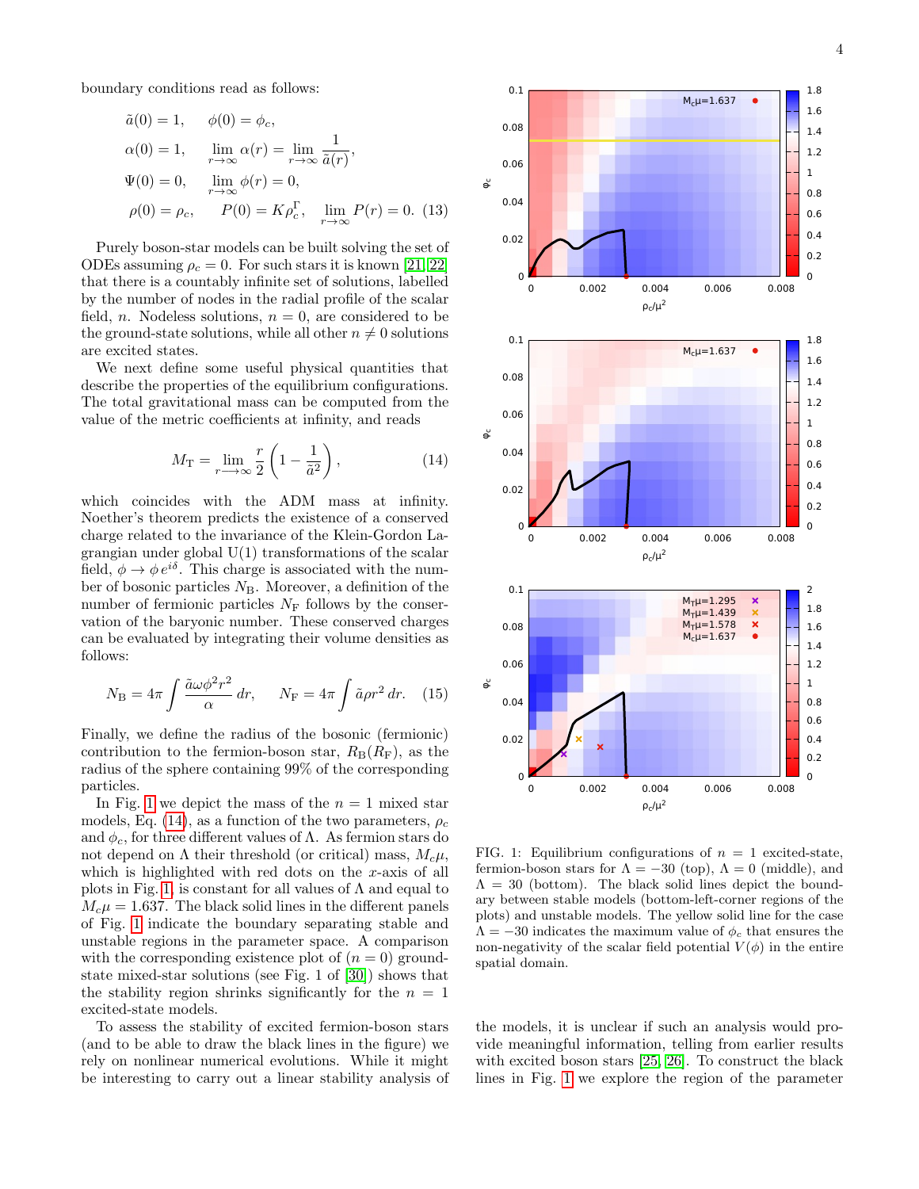boundary conditions read as follows:

$$
\begin{aligned}
&\tilde{a}(0) = 1, \quad \phi(0) = \phi_c, \\
&\alpha(0) = 1, \quad \lim_{r\to\infty} \alpha(r) = \lim_{r\to\infty} \frac{1}{\tilde{a}(r)}, \\
&\Psi(0) = 0, \quad \lim_{r\to\infty} \phi(r) = 0, \\
&\rho(0) = \rho_c, \quad P(0) = K\rho_c^{\Gamma}, \quad \lim_{r\to\infty} P(r) = 0. \quad (13)
\end{aligned}
$$

Purely boson-star models can be built solving the set of ODEs assuming $\rho_c = 0$. For such stars it is known [21, 22] that there is a countably infinite set of solutions, labelled by the number of nodes in the radial profile of the scalar field, $n$. Nodeless solutions, $n = 0$, are considered to be the ground-state solutions, while all other $n \neq 0$ solutions are excited states.

We next define some useful physical quantities that describe the properties of the equilibrium configurations. The total gravitational mass can be computed from the value of the metric coefficients at infinity, and reads

$$
M_{\rm T} = \lim_{r\longrightarrow\infty} \frac{r}{2}\left(1 - \frac{1}{\tilde{a}^2}\right), \quad (14)
$$

which coincides with the ADM mass at infinity. Noether's theorem predicts the existence of a conserved charge related to the invariance of the Klein-Gordon Lagrangian under global U(1) transformations of the scalar field, $\phi \to \phi\, e^{i\delta}$. This charge is associated with the number of bosonic particles $N_{\rm B}$. Moreover, a definition of the number of fermionic particles $N_{\rm F}$ follows by the conservation of the baryonic number. These conserved charges can be evaluated by integrating their volume densities as follows:

$$
N_{\rm B} = 4\pi \int \frac{\tilde{a}\omega\phi^2 r^2}{\alpha}\, dr, \qquad N_{\rm F} = 4\pi \int \tilde{a}\rho r^2\, dr. \quad (15)
$$

Finally, we define the radius of the bosonic (fermionic) contribution to the fermion-boson star, $R_{\rm B}(R_{\rm F})$, as the radius of the sphere containing 99% of the corresponding particles.

In Fig. 1 we depict the mass of the $n = 1$ mixed star models, Eq. (14), as a function of the two parameters, $\rho_c$ and $\phi_c$, for three different values of $\Lambda$. As fermion stars do not depend on $\Lambda$ their threshold (or critical) mass, $M_c\mu$, which is highlighted with red dots on the $x$-axis of all plots in Fig. 1, is constant for all values of $\Lambda$ and equal to $M_c\mu = 1.637$. The black solid lines in the different panels of Fig. 1 indicate the boundary separating stable and unstable regions in the parameter space. A comparison with the corresponding existence plot of ($n = 0$) ground-state mixed-star solutions (see Fig. 1 of [30]) shows that the stability region shrinks significantly for the $n = 1$ excited-state models.

To assess the stability of excited fermion-boson stars (and to be able to draw the black lines in the figure) we rely on nonlinear numerical evolutions. While it might be interesting to carry out a linear stability analysis of the models, it is unclear if such an analysis would provide meaningful information, telling from earlier results with excited boson stars [25, 26]. To construct the black lines in Fig. 1 we explore the region of the parameter

FIG. 1: Equilibrium configurations of $n = 1$ excited-state, fermion-boson stars for $\Lambda = -30$ (top), $\Lambda = 0$ (middle), and $\Lambda = 30$ (bottom). The black solid lines depict the boundary between stable models (bottom-left-corner regions of the plots) and unstable models. The yellow solid line for the case $\Lambda = -30$ indicates the maximum value of $\phi_c$ that ensures the non-negativity of the scalar field potential $V(\phi)$ in the entire spatial domain.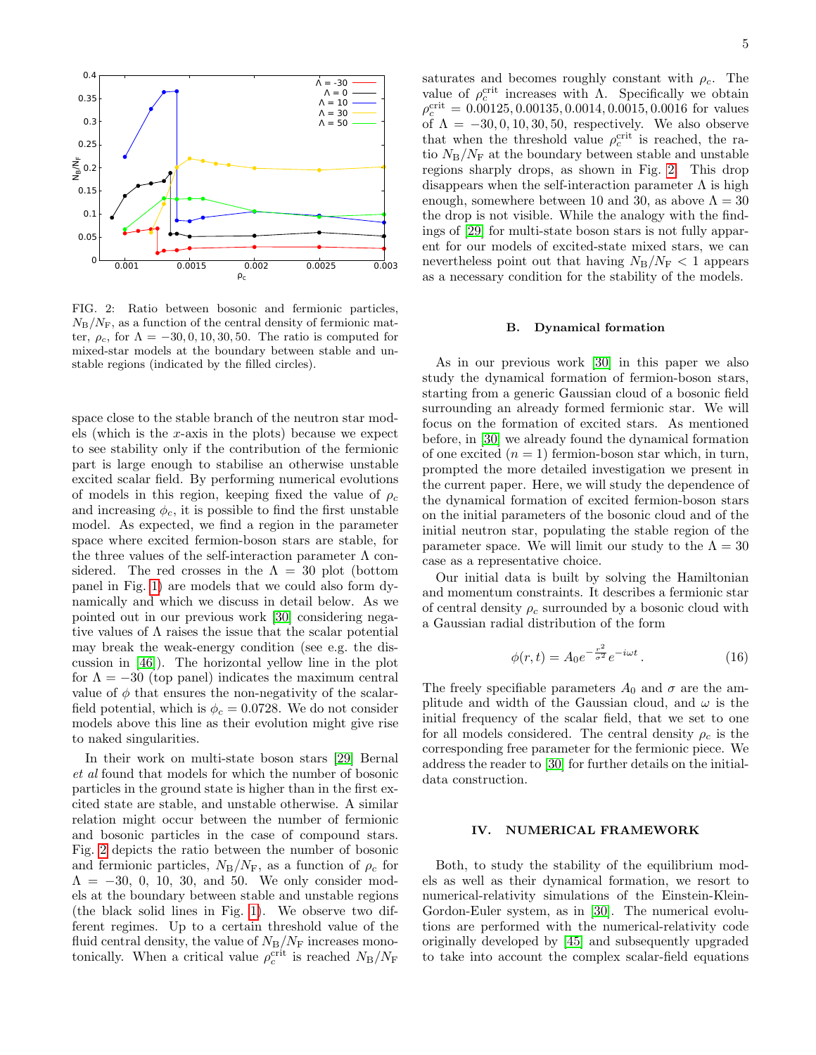FIG. 2: Ratio between bosonic and fermionic particles, $N_B/N_F$, as a function of the central density of fermionic matter, $\rho_c$, for $\Lambda = -30, 0, 10, 30, 50$. The ratio is computed for mixed-star models at the boundary between stable and unstable regions (indicated by the filled circles).

space close to the stable branch of the neutron star models (which is the $x$-axis in the plots) because we expect to see stability only if the contribution of the fermionic part is large enough to stabilise an otherwise unstable excited scalar field. By performing numerical evolutions of models in this region, keeping fixed the value of $\rho_c$ and increasing $\phi_c$, it is possible to find the first unstable model. As expected, we find a region in the parameter space where excited fermion-boson stars are stable, for the three values of the self-interaction parameter $\Lambda$ considered. The red crosses in the $\Lambda = 30$ plot (bottom panel in Fig. 1) are models that we could also form dynamically and which we discuss in detail below. As we pointed out in our previous work [30] considering negative values of $\Lambda$ raises the issue that the scalar potential may break the weak-energy condition (see e.g. the discussion in [46]). The horizontal yellow line in the plot for $\Lambda = -30$ (top panel) indicates the maximum central value of $\phi$ that ensures the non-negativity of the scalar-field potential, which is $\phi_c = 0.0728$. We do not consider models above this line as their evolution might give rise to naked singularities.

In their work on multi-state boson stars [29] Bernal *et al* found that models for which the number of bosonic particles in the ground state is higher than in the first excited state are stable, and unstable otherwise. A similar relation might occur between the number of fermionic and bosonic particles in the case of compound stars. Fig. 2 depicts the ratio between the number of bosonic and fermionic particles, $N_B/N_F$, as a function of $\rho_c$ for $\Lambda = -30$, 0, 10, 30, and 50. We only consider models at the boundary between stable and unstable regions (the black solid lines in Fig. 1). We observe two different regimes. Up to a certain threshold value of the fluid central density, the value of $N_B/N_F$ increases monotonically. When a critical value $\rho_c^{\rm crit}$ is reached $N_B/N_F$ saturates and becomes roughly constant with $\rho_c$. The value of $\rho_c^{\rm crit}$ increases with $\Lambda$. Specifically we obtain $\rho_c^{\rm crit} = 0.00125, 0.00135, 0.0014, 0.0015, 0.0016$ for values of $\Lambda = -30, 0, 10, 30, 50$, respectively. We also observe that when the threshold value $\rho_c^{\rm crit}$ is reached, the ratio $N_B/N_F$ at the boundary between stable and unstable regions sharply drops, as shown in Fig. 2. This drop disappears when the self-interaction parameter $\Lambda$ is high enough, somewhere between 10 and 30, as above $\Lambda = 30$ the drop is not visible. While the analogy with the findings of [29] for multi-state boson stars is not fully apparent for our models of excited-state mixed stars, we can nevertheless point out that having $N_B/N_F < 1$ appears as a necessary condition for the stability of the models.

### B. Dynamical formation

As in our previous work [30] in this paper we also study the dynamical formation of fermion-boson stars, starting from a generic Gaussian cloud of a bosonic field surrounding an already formed fermionic star. We will focus on the formation of excited stars. As mentioned before, in [30] we already found the dynamical formation of one excited ($n = 1$) fermion-boson star which, in turn, prompted the more detailed investigation we present in the current paper. Here, we will study the dependence of the dynamical formation of excited fermion-boson stars on the initial parameters of the bosonic cloud and of the initial neutron star, populating the stable region of the parameter space. We will limit our study to the $\Lambda = 30$ case as a representative choice.

Our initial data is built by solving the Hamiltonian and momentum constraints. It describes a fermionic star of central density $\rho_c$ surrounded by a bosonic cloud with a Gaussian radial distribution of the form

$$\phi(r,t) = A_0 e^{-\frac{r^2}{\sigma^2}} e^{-i\omega t}\,. \qquad (16)$$

The freely specifiable parameters $A_0$ and $\sigma$ are the amplitude and width of the Gaussian cloud, and $\omega$ is the initial frequency of the scalar field, that we set to one for all models considered. The central density $\rho_c$ is the corresponding free parameter for the fermionic piece. We address the reader to [30] for further details on the initial-data construction.

## IV. NUMERICAL FRAMEWORK

Both, to study the stability of the equilibrium models as well as their dynamical formation, we resort to numerical-relativity simulations of the Einstein-Klein-Gordon-Euler system, as in [30]. The numerical evolutions are performed with the numerical-relativity code originally developed by [45] and subsequently upgraded to take into account the complex scalar-field equations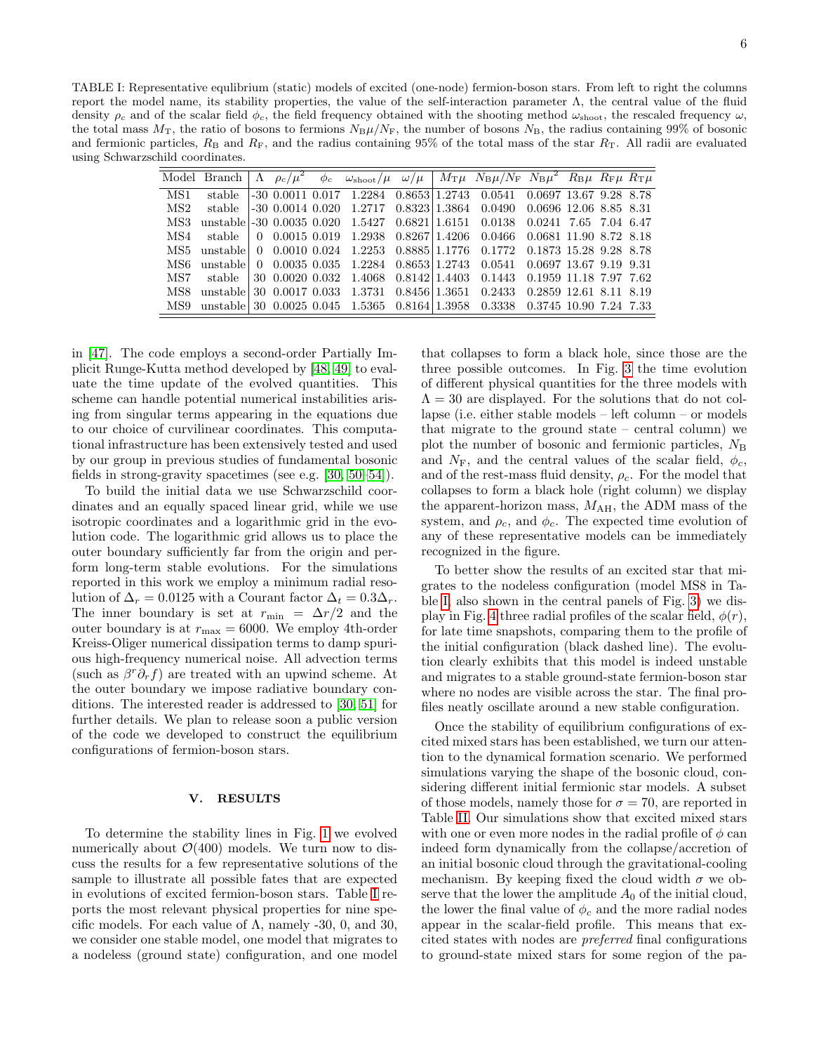TABLE I: Representative equlibrium (static) models of excited (one-node) fermion-boson stars. From left to right the columns report the model name, its stability properties, the value of the self-interaction parameter $\Lambda$, the central value of the fluid density $\rho_c$ and of the scalar field $\phi_c$, the field frequency obtained with the shooting method $\omega_{\rm shoot}$, the rescaled frequency $\omega$, the total mass $M_{\rm T}$, the ratio of bosons to fermions $N_{\rm B}\mu/N_{\rm F}$, the number of bosons $N_{\rm B}$, the radius containing 99% of bosonic and fermionic particles, $R_{\rm B}$ and $R_{\rm F}$, and the radius containing 95% of the total mass of the star $R_{\rm T}$. All radii are evaluated using Schwarzschild coordinates.

| Model | Branch | $\Lambda$ | $\rho_c/\mu^2$ | $\phi_c$ | $\omega_{\rm shoot}/\mu$ | $\omega/\mu$ | $M_{\rm T}\mu$ | $N_{\rm B}\mu/N_{\rm F}$ | $N_{\rm B}\mu^2$ | $R_{\rm B}\mu$ | $R_{\rm F}\mu$ | $R_{\rm T}\mu$ |
|---|---|---|---|---|---|---|---|---|---|---|---|---|
| MS1 | stable | -30 | 0.0011 | 0.017 | 1.2284 | 0.8653 | 1.2743 | 0.0541 | 0.0697 | 13.67 | 9.28 | 8.78 |
| MS2 | stable | -30 | 0.0014 | 0.020 | 1.2717 | 0.8323 | 1.3864 | 0.0490 | 0.0696 | 12.06 | 8.85 | 8.31 |
| MS3 | unstable | -30 | 0.0035 | 0.020 | 1.5427 | 0.6821 | 1.6151 | 0.0138 | 0.0241 | 7.65 | 7.04 | 6.47 |
| MS4 | stable | 0 | 0.0015 | 0.019 | 1.2938 | 0.8267 | 1.4206 | 0.0466 | 0.0681 | 11.90 | 8.72 | 8.18 |
| MS5 | unstable | 0 | 0.0010 | 0.024 | 1.2253 | 0.8885 | 1.1776 | 0.1772 | 0.1873 | 15.28 | 9.28 | 8.78 |
| MS6 | unstable | 0 | 0.0035 | 0.035 | 1.2284 | 0.8653 | 1.2743 | 0.0541 | 0.0697 | 13.67 | 9.19 | 9.31 |
| MS7 | stable | 30 | 0.0020 | 0.032 | 1.4068 | 0.8142 | 1.4403 | 0.1443 | 0.1959 | 11.18 | 7.97 | 7.62 |
| MS8 | unstable | 30 | 0.0017 | 0.033 | 1.3731 | 0.8456 | 1.3651 | 0.2433 | 0.2859 | 12.61 | 8.11 | 8.19 |
| MS9 | unstable | 30 | 0.0025 | 0.045 | 1.5365 | 0.8164 | 1.3958 | 0.3338 | 0.3745 | 10.90 | 7.24 | 7.33 |

in [47]. The code employs a second-order Partially Implicit Runge-Kutta method developed by [48, 49] to evaluate the time update of the evolved quantities. This scheme can handle potential numerical instabilities arising from singular terms appearing in the equations due to our choice of curvilinear coordinates. This computational infrastructure has been extensively tested and used by our group in previous studies of fundamental bosonic fields in strong-gravity spacetimes (see e.g. [30, 50–54]).

To build the initial data we use Schwarzschild coordinates and an equally spaced linear grid, while we use isotropic coordinates and a logarithmic grid in the evolution code. The logarithmic grid allows us to place the outer boundary sufficiently far from the origin and perform long-term stable evolutions. For the simulations reported in this work we employ a minimum radial resolution of $\Delta_r = 0.0125$ with a Courant factor $\Delta_t = 0.3\Delta_r$. The inner boundary is set at $r_{\rm min} = \Delta r/2$ and the outer boundary is at $r_{\rm max} = 6000$. We employ 4th-order Kreiss-Oliger numerical dissipation terms to damp spurious high-frequency numerical noise. All advection terms (such as $\beta^r\partial_r f$) are treated with an upwind scheme. At the outer boundary we impose radiative boundary conditions. The interested reader is addressed to [30, 51] for further details. We plan to release soon a public version of the code we developed to construct the equilibrium configurations of fermion-boson stars.

## V. RESULTS

To determine the stability lines in Fig. 1 we evolved numerically about $\mathcal{O}(400)$ models. We turn now to discuss the results for a few representative solutions of the sample to illustrate all possible fates that are expected in evolutions of excited fermion-boson stars. Table I reports the most relevant physical properties for nine specific models. For each value of $\Lambda$, namely -30, 0, and 30, we consider one stable model, one model that migrates to a nodeless (ground state) configuration, and one model that collapses to form a black hole, since those are the three possible outcomes. In Fig. 3 the time evolution of different physical quantities for the three models with $\Lambda = 30$ are displayed. For the solutions that do not collapse (i.e. either stable models – left column – or models that migrate to the ground state – central column) we plot the number of bosonic and fermionic particles, $N_{\rm B}$ and $N_{\rm F}$, and the central values of the scalar field, $\phi_c$, and of the rest-mass fluid density, $\rho_c$. For the model that collapses to form a black hole (right column) we display the apparent-horizon mass, $M_{\rm AH}$, the ADM mass of the system, and $\rho_c$, and $\phi_c$. The expected time evolution of any of these representative models can be immediately recognized in the figure.

To better show the results of an excited star that migrates to the nodeless configuration (model MS8 in Table I, also shown in the central panels of Fig. 3) we display in Fig. 4 three radial profiles of the scalar field, $\phi(r)$, for late time snapshots, comparing them to the profile of the initial configuration (black dashed line). The evolution clearly exhibits that this model is indeed unstable and migrates to a stable ground-state fermion-boson star where no nodes are visible across the star. The final profiles neatly oscillate around a new stable configuration.

Once the stability of equilibrium configurations of excited mixed stars has been established, we turn our attention to the dynamical formation scenario. We performed simulations varying the shape of the bosonic cloud, considering different initial fermionic star models. A subset of those models, namely those for $\sigma = 70$, are reported in Table II. Our simulations show that excited mixed stars with one or even more nodes in the radial profile of $\phi$ can indeed form dynamically from the collapse/accretion of an initial bosonic cloud through the gravitational-cooling mechanism. By keeping fixed the cloud width $\sigma$ we observe that the lower the amplitude $A_0$ of the initial cloud, the lower the final value of $\phi_c$ and the more radial nodes appear in the scalar-field profile. This means that excited states with nodes are *preferred* final configurations to ground-state mixed stars for some region of the pa-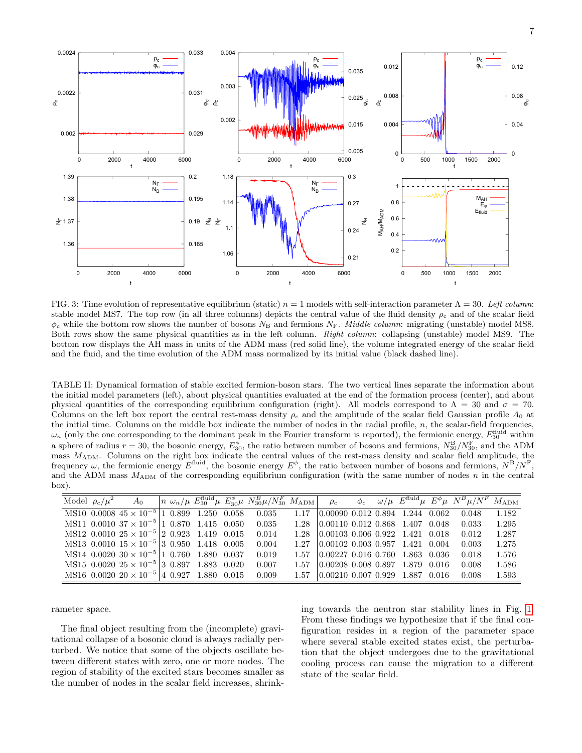FIG. 3: Time evolution of representative equilibrium (static) $n = 1$ models with self-interaction parameter $\Lambda = 30$. *Left column*: stable model MS7. The top row (in all three columns) depicts the central value of the fluid density $\rho_c$ and of the scalar field $\phi_c$ while the bottom row shows the number of bosons $N_B$ and fermions $N_F$. *Middle column*: migrating (unstable) model MS8. Both rows show the same physical quantities as in the left column. *Right column*: collapsing (unstable) model MS9. The bottom row displays the AH mass in units of the ADM mass (red solid line), the volume integrated energy of the scalar field and the fluid, and the time evolution of the ADM mass normalized by its initial value (black dashed line).

TABLE II: Dynamical formation of stable excited fermion-boson stars. The two vertical lines separate the information about the initial model parameters (left), about physical quantities evaluated at the end of the formation process (center), and about physical quantities of the corresponding equilibrium configuration (right). All models correspond to $\Lambda = 30$ and $\sigma = 70$. Columns on the left box report the central rest-mass density $\rho_c$ and the amplitude of the scalar field Gaussian profile $A_0$ at the initial time. Columns on the middle box indicate the number of nodes in the radial profile, $n$, the scalar-field frequencies, $\omega_n$ (only the one corresponding to the dominant peak in the Fourier transform is reported), the fermionic energy, $E_{30}^{\rm fluid}$ within a sphere of radius $r = 30$, the bosonic energy, $E_{30}^{\phi}$, the ratio between number of bosons and fermions, $N_{30}^{\rm B}/N_{30}^{\rm F}$, and the ADM mass $M_{\rm ADM}$. Columns on the right box indicate the central values of the rest-mass density and scalar field amplitude, the frequency $\omega$, the fermionic energy $E^{\rm fluid}$, the bosonic energy $E^{\phi}$, the ratio between number of bosons and fermions, $N^{\rm B}/N^{\rm F}$, and the ADM mass $M_{\rm ADM}$ of the corresponding equilibrium configuration (with the same number of nodes $n$ in the central box).

| Model | $\rho_c/\mu^2$ | $A_0$ | $n$ | $\omega_n/\mu$ | $E_{30}^{\rm fluid}\mu$ | $E_{30}^{\phi}\mu$ | $N_{30}^B\mu/N_{30}^F$ | $M_{\rm ADM}$ | $\rho_c$ | $\phi_c$ | $\omega/\mu$ | $E^{\rm fluid}\mu$ | $E^{\phi}\mu$ | $N^B\mu/N^F$ | $M_{\rm ADM}$ |
|---|---|---|---|---|---|---|---|---|---|---|---|---|---|---|---|
| MS10 | 0.0008 | $45\times10^{-5}$ | 1 | 0.899 | 1.250 | 0.058 | 0.035 | 1.17 | 0.00090 | 0.012 | 0.894 | 1.244 | 0.062 | 0.048 | 1.182 |
| MS11 | 0.0010 | $37\times10^{-5}$ | 1 | 0.870 | 1.415 | 0.050 | 0.035 | 1.28 | 0.00110 | 0.012 | 0.868 | 1.407 | 0.048 | 0.033 | 1.295 |
| MS12 | 0.0010 | $25\times10^{-5}$ | 2 | 0.923 | 1.419 | 0.015 | 0.014 | 1.28 | 0.00103 | 0.006 | 0.922 | 1.421 | 0.018 | 0.012 | 1.287 |
| MS13 | 0.0010 | $15\times10^{-5}$ | 3 | 0.950 | 1.418 | 0.005 | 0.004 | 1.27 | 0.00102 | 0.003 | 0.957 | 1.421 | 0.004 | 0.003 | 1.275 |
| MS14 | 0.0020 | $30\times10^{-5}$ | 1 | 0.760 | 1.880 | 0.037 | 0.019 | 1.57 | 0.00227 | 0.016 | 0.760 | 1.863 | 0.036 | 0.018 | 1.576 |
| MS15 | 0.0020 | $25\times10^{-5}$ | 3 | 0.897 | 1.883 | 0.020 | 0.007 | 1.57 | 0.00208 | 0.008 | 0.897 | 1.879 | 0.016 | 0.008 | 1.586 |
| MS16 | 0.0020 | $20\times10^{-5}$ | 4 | 0.927 | 1.880 | 0.015 | 0.009 | 1.57 | 0.00210 | 0.007 | 0.929 | 1.887 | 0.016 | 0.008 | 1.593 |

rameter space.

The final object resulting from the (incomplete) gravitational collapse of a bosonic cloud is always radially perturbed. We notice that some of the objects oscillate between different states with zero, one or more nodes. The region of stability of the excited stars becomes smaller as the number of nodes in the scalar field increases, shrinking towards the neutron star stability lines in Fig. 1. From these findings we hypothesize that if the final configuration resides in a region of the parameter space where several stable excited states exist, the perturbation that the object undergoes due to the gravitational cooling process can cause the migration to a different state of the scalar field.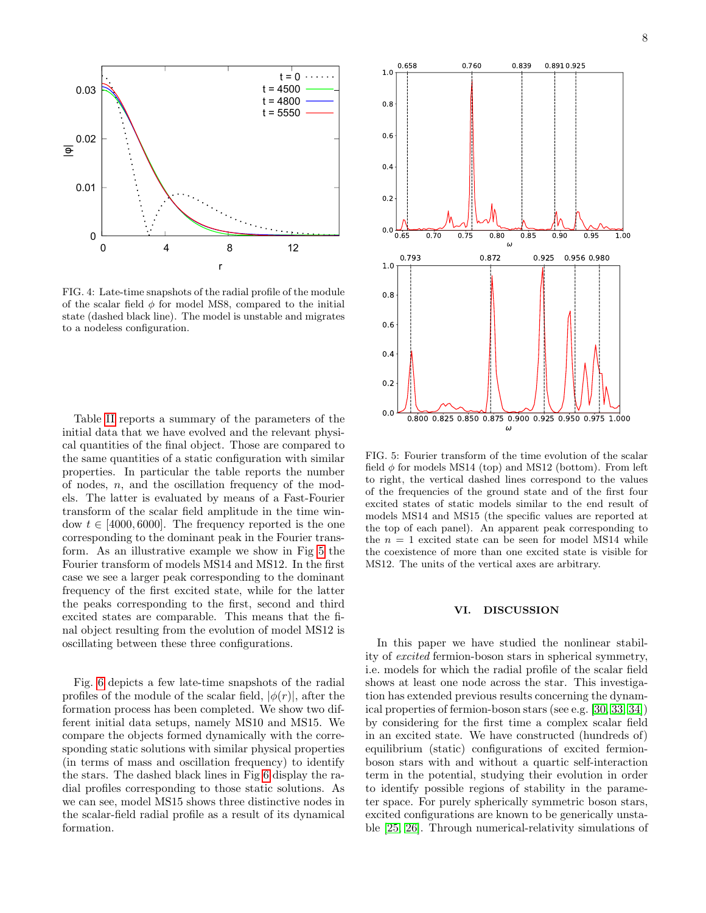FIG. 4: Late-time snapshots of the radial profile of the module of the scalar field $\phi$ for model MS8, compared to the initial state (dashed black line). The model is unstable and migrates to a nodeless configuration.

Table II reports a summary of the parameters of the initial data that we have evolved and the relevant physical quantities of the final object. Those are compared to the same quantities of a static configuration with similar properties. In particular the table reports the number of nodes, $n$, and the oscillation frequency of the models. The latter is evaluated by means of a Fast-Fourier transform of the scalar field amplitude in the time window $t \in [4000, 6000]$. The frequency reported is the one corresponding to the dominant peak in the Fourier transform. As an illustrative example we show in Fig 5 the Fourier transform of models MS14 and MS12. In the first case we see a larger peak corresponding to the dominant frequency of the first excited state, while for the latter the peaks corresponding to the first, second and third excited states are comparable. This means that the final object resulting from the evolution of model MS12 is oscillating between these three configurations.

Fig. 6 depicts a few late-time snapshots of the radial profiles of the module of the scalar field, $|\phi(r)|$, after the formation process has been completed. We show two different initial data setups, namely MS10 and MS15. We compare the objects formed dynamically with the corresponding static solutions with similar physical properties (in terms of mass and oscillation frequency) to identify the stars. The dashed black lines in Fig 6 display the radial profiles corresponding to those static solutions. As we can see, model MS15 shows three distinctive nodes in the scalar-field radial profile as a result of its dynamical formation.

FIG. 5: Fourier transform of the time evolution of the scalar field $\phi$ for models MS14 (top) and MS12 (bottom). From left to right, the vertical dashed lines correspond to the values of the frequencies of the ground state and of the first four excited states of static models similar to the end result of models MS14 and MS15 (the specific values are reported at the top of each panel). An apparent peak corresponding to the $n = 1$ excited state can be seen for model MS14 while the coexistence of more than one excited state is visible for MS12. The units of the vertical axes are arbitrary.

## VI. DISCUSSION

In this paper we have studied the nonlinear stability of *excited* fermion-boson stars in spherical symmetry, i.e. models for which the radial profile of the scalar field shows at least one node across the star. This investigation has extended previous results concerning the dynamical properties of fermion-boson stars (see e.g. [30, 33, 34]) by considering for the first time a complex scalar field in an excited state. We have constructed (hundreds of) equilibrium (static) configurations of excited fermion-boson stars with and without a quartic self-interaction term in the potential, studying their evolution in order to identify possible regions of stability in the parameter space. For purely spherically symmetric boson stars, excited configurations are known to be generically unstable [25, 26]. Through numerical-relativity simulations of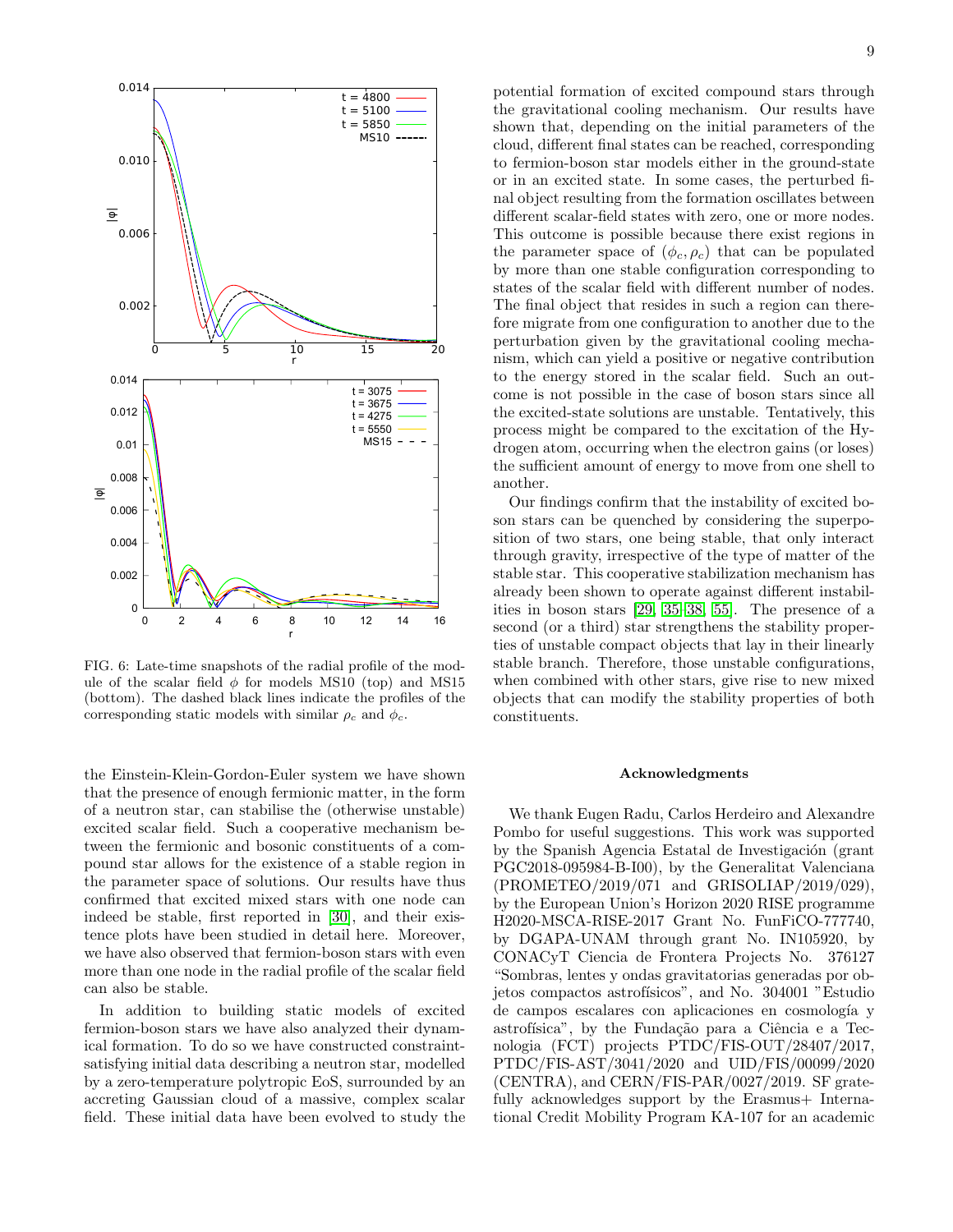FIG. 6: Late-time snapshots of the radial profile of the module of the scalar field $\phi$ for models MS10 (top) and MS15 (bottom). The dashed black lines indicate the profiles of the corresponding static models with similar $\rho_c$ and $\phi_c$.

the Einstein-Klein-Gordon-Euler system we have shown that the presence of enough fermionic matter, in the form of a neutron star, can stabilise the (otherwise unstable) excited scalar field. Such a cooperative mechanism between the fermionic and bosonic constituents of a compound star allows for the existence of a stable region in the parameter space of solutions. Our results have thus confirmed that excited mixed stars with one node can indeed be stable, first reported in [30], and their existence plots have been studied in detail here. Moreover, we have also observed that fermion-boson stars with even more than one node in the radial profile of the scalar field can also be stable.

In addition to building static models of excited fermion-boson stars we have also analyzed their dynamical formation. To do so we have constructed constraint-satisfying initial data describing a neutron star, modelled by a zero-temperature polytropic EoS, surrounded by an accreting Gaussian cloud of a massive, complex scalar field. These initial data have been evolved to study the potential formation of excited compound stars through the gravitational cooling mechanism. Our results have shown that, depending on the initial parameters of the cloud, different final states can be reached, corresponding to fermion-boson star models either in the ground-state or in an excited state. In some cases, the perturbed final object resulting from the formation oscillates between different scalar-field states with zero, one or more nodes. This outcome is possible because there exist regions in the parameter space of $(\phi_c, \rho_c)$ that can be populated by more than one stable configuration corresponding to states of the scalar field with different number of nodes. The final object that resides in such a region can therefore migrate from one configuration to another due to the perturbation given by the gravitational cooling mechanism, which can yield a positive or negative contribution to the energy stored in the scalar field. Such an outcome is not possible in the case of boson stars since all the excited-state solutions are unstable. Tentatively, this process might be compared to the excitation of the Hydrogen atom, occurring when the electron gains (or loses) the sufficient amount of energy to move from one shell to another.

Our findings confirm that the instability of excited boson stars can be quenched by considering the superposition of two stars, one being stable, that only interact through gravity, irrespective of the type of matter of the stable star. This cooperative stabilization mechanism has already been shown to operate against different instabilities in boson stars [29, 35–38, 55]. The presence of a second (or a third) star strengthens the stability properties of unstable compact objects that lay in their linearly stable branch. Therefore, those unstable configurations, when combined with other stars, give rise to new mixed objects that can modify the stability properties of both constituents.

### Acknowledgments

We thank Eugen Radu, Carlos Herdeiro and Alexandre Pombo for useful suggestions. This work was supported by the Spanish Agencia Estatal de Investigación (grant PGC2018-095984-B-I00), by the Generalitat Valenciana (PROMETEO/2019/071 and GRISOLIAP/2019/029), by the European Union's Horizon 2020 RISE programme H2020-MSCA-RISE-2017 Grant No. FunFiCO-777740, by DGAPA-UNAM through grant No. IN105920, by CONACyT Ciencia de Frontera Projects No. 376127 "Sombras, lentes y ondas gravitatorias generadas por objetos compactos astrofísicos", and No. 304001 "Estudio de campos escalares con aplicaciones en cosmología y astrofísica", by the Fundação para a Ciência e a Tecnologia (FCT) projects PTDC/FIS-OUT/28407/2017, PTDC/FIS-AST/3041/2020 and UID/FIS/00099/2020 (CENTRA), and CERN/FIS-PAR/0027/2019. SF gratefully acknowledges support by the Erasmus+ International Credit Mobility Program KA-107 for an academic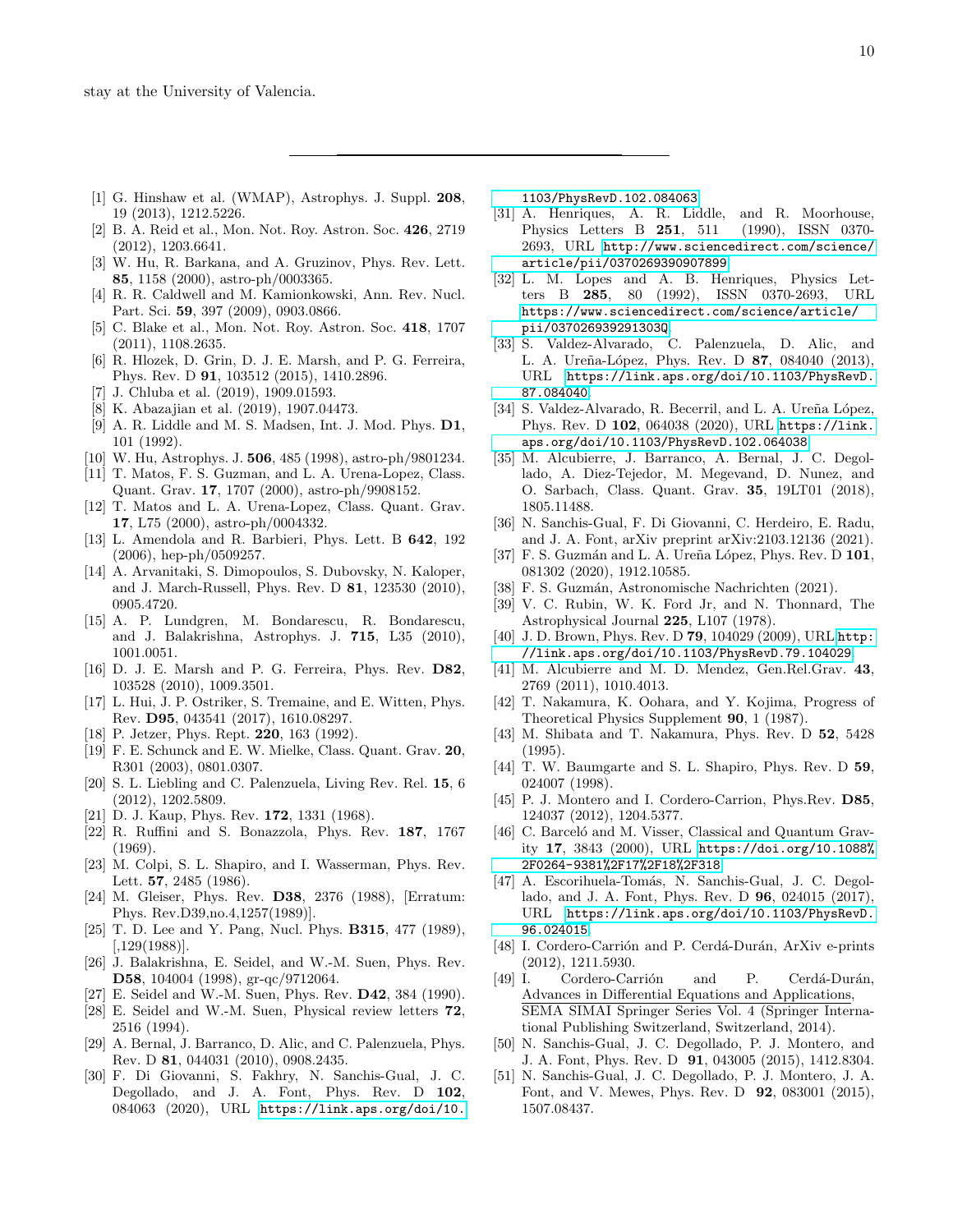stay at the University of Valencia.

---

[1] G. Hinshaw et al. (WMAP), Astrophys. J. Suppl. **208**, 19 (2013), 1212.5226.

[2] B. A. Reid et al., Mon. Not. Roy. Astron. Soc. **426**, 2719 (2012), 1203.6641.

[3] W. Hu, R. Barkana, and A. Gruzinov, Phys. Rev. Lett. **85**, 1158 (2000), astro-ph/0003365.

[4] R. R. Caldwell and M. Kamionkowski, Ann. Rev. Nucl. Part. Sci. **59**, 397 (2009), 0903.0866.

[5] C. Blake et al., Mon. Not. Roy. Astron. Soc. **418**, 1707 (2011), 1108.2635.

[6] R. Hlozek, D. Grin, D. J. E. Marsh, and P. G. Ferreira, Phys. Rev. D **91**, 103512 (2015), 1410.2896.

[7] J. Chluba et al. (2019), 1909.01593.

[8] K. Abazajian et al. (2019), 1907.04473.

[9] A. R. Liddle and M. S. Madsen, Int. J. Mod. Phys. **D1**, 101 (1992).

[10] W. Hu, Astrophys. J. **506**, 485 (1998), astro-ph/9801234.

[11] T. Matos, F. S. Guzman, and L. A. Urena-Lopez, Class. Quant. Grav. **17**, 1707 (2000), astro-ph/9908152.

[12] T. Matos and L. A. Urena-Lopez, Class. Quant. Grav. **17**, L75 (2000), astro-ph/0004332.

[13] L. Amendola and R. Barbieri, Phys. Lett. B **642**, 192 (2006), hep-ph/0509257.

[14] A. Arvanitaki, S. Dimopoulos, S. Dubovsky, N. Kaloper, and J. March-Russell, Phys. Rev. D **81**, 123530 (2010), 0905.4720.

[15] A. P. Lundgren, M. Bondarescu, R. Bondarescu, and J. Balakrishna, Astrophys. J. **715**, L35 (2010), 1001.0051.

[16] D. J. E. Marsh and P. G. Ferreira, Phys. Rev. **D82**, 103528 (2010), 1009.3501.

[17] L. Hui, J. P. Ostriker, S. Tremaine, and E. Witten, Phys. Rev. **D95**, 043541 (2017), 1610.08297.

[18] P. Jetzer, Phys. Rept. **220**, 163 (1992).

[19] F. E. Schunck and E. W. Mielke, Class. Quant. Grav. **20**, R301 (2003), 0801.0307.

[20] S. L. Liebling and C. Palenzuela, Living Rev. Rel. **15**, 6 (2012), 1202.5809.

[21] D. J. Kaup, Phys. Rev. **172**, 1331 (1968).

[22] R. Ruffini and S. Bonazzola, Phys. Rev. **187**, 1767 (1969).

[23] M. Colpi, S. L. Shapiro, and I. Wasserman, Phys. Rev. Lett. **57**, 2485 (1986).

[24] M. Gleiser, Phys. Rev. **D38**, 2376 (1988), [Erratum: Phys. Rev.D39,no.4,1257(1989)].

[25] T. D. Lee and Y. Pang, Nucl. Phys. **B315**, 477 (1989), [,129(1988)].

[26] J. Balakrishna, E. Seidel, and W.-M. Suen, Phys. Rev. **D58**, 104004 (1998), gr-qc/9712064.

[27] E. Seidel and W.-M. Suen, Phys. Rev. **D42**, 384 (1990).

[28] E. Seidel and W.-M. Suen, Physical review letters **72**, 2516 (1994).

[29] A. Bernal, J. Barranco, D. Alic, and C. Palenzuela, Phys. Rev. D **81**, 044031 (2010), 0908.2435.

[30] F. Di Giovanni, S. Fakhry, N. Sanchis-Gual, J. C. Degollado, and J. A. Font, Phys. Rev. D **102**, 084063 (2020), URL https://link.aps.org/doi/10.1103/PhysRevD.102.084063.

[31] A. Henriques, A. R. Liddle, and R. Moorhouse, Physics Letters B **251**, 511 (1990), ISSN 0370-2693, URL http://www.sciencedirect.com/science/article/pii/0370269390907899.

[32] L. M. Lopes and A. B. Henriques, Physics Letters B **285**, 80 (1992), ISSN 0370-2693, URL https://www.sciencedirect.com/science/article/pii/037026939291303Q.

[33] S. Valdez-Alvarado, C. Palenzuela, D. Alic, and L. A. Ureña-López, Phys. Rev. D **87**, 084040 (2013), URL https://link.aps.org/doi/10.1103/PhysRevD.87.084040.

[34] S. Valdez-Alvarado, R. Becerril, and L. A. Ureña López, Phys. Rev. D **102**, 064038 (2020), URL https://link.aps.org/doi/10.1103/PhysRevD.102.064038.

[35] M. Alcubierre, J. Barranco, A. Bernal, J. C. Degollado, A. Diez-Tejedor, M. Megevand, D. Nunez, and O. Sarbach, Class. Quant. Grav. **35**, 19LT01 (2018), 1805.11488.

[36] N. Sanchis-Gual, F. Di Giovanni, C. Herdeiro, E. Radu, and J. A. Font, arXiv preprint arXiv:2103.12136 (2021).

[37] F. S. Guzmán and L. A. Ureña López, Phys. Rev. D **101**, 081302 (2020), 1912.10585.

[38] F. S. Guzmán, Astronomische Nachrichten (2021).

[39] V. C. Rubin, W. K. Ford Jr, and N. Thonnard, The Astrophysical Journal **225**, L107 (1978).

[40] J. D. Brown, Phys. Rev. D **79**, 104029 (2009), URL http://link.aps.org/doi/10.1103/PhysRevD.79.104029.

[41] M. Alcubierre and M. D. Mendez, Gen.Rel.Grav. **43**, 2769 (2011), 1010.4013.

[42] T. Nakamura, K. Oohara, and Y. Kojima, Progress of Theoretical Physics Supplement **90**, 1 (1987).

[43] M. Shibata and T. Nakamura, Phys. Rev. D **52**, 5428 (1995).

[44] T. W. Baumgarte and S. L. Shapiro, Phys. Rev. D **59**, 024007 (1998).

[45] P. J. Montero and I. Cordero-Carrion, Phys.Rev. **D85**, 124037 (2012), 1204.5377.

[46] C. Barceló and M. Visser, Classical and Quantum Gravity **17**, 3843 (2000), URL https://doi.org/10.1088%2F0264-9381%2F17%2F18%2F318.

[47] A. Escorihuela-Tomás, N. Sanchis-Gual, J. C. Degollado, and J. A. Font, Phys. Rev. D **96**, 024015 (2017), URL https://link.aps.org/doi/10.1103/PhysRevD.96.024015.

[48] I. Cordero-Carrión and P. Cerdá-Durán, ArXiv e-prints (2012), 1211.5930.

[49] I. Cordero-Carrión and P. Cerdá-Durán, Advances in Differential Equations and Applications, SEMA SIMAI Springer Series Vol. 4 (Springer International Publishing Switzerland, Switzerland, 2014).

[50] N. Sanchis-Gual, J. C. Degollado, P. J. Montero, and J. A. Font, Phys. Rev. D **91**, 043005 (2015), 1412.8304.

[51] N. Sanchis-Gual, J. C. Degollado, P. J. Montero, J. A. Font, and V. Mewes, Phys. Rev. D **92**, 083001 (2015), 1507.08437.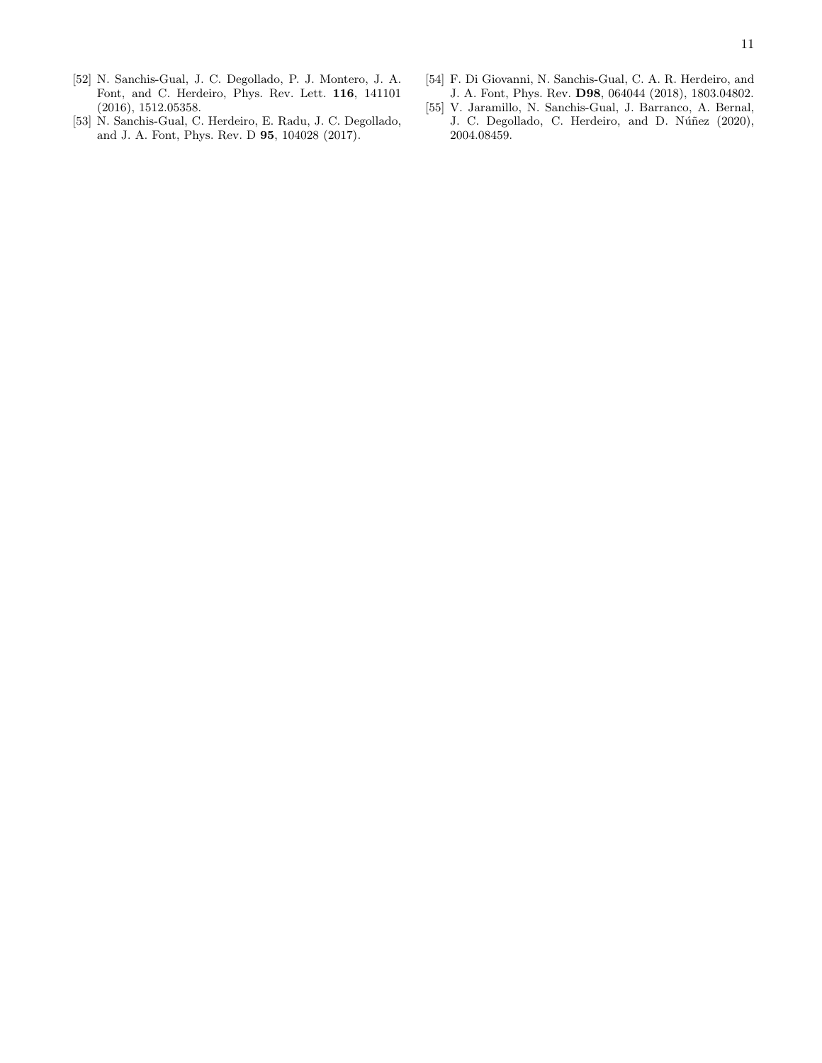[52] N. Sanchis-Gual, J. C. Degollado, P. J. Montero, J. A. Font, and C. Herdeiro, Phys. Rev. Lett. **116**, 141101 (2016), 1512.05358.

[53] N. Sanchis-Gual, C. Herdeiro, E. Radu, J. C. Degollado, and J. A. Font, Phys. Rev. D **95**, 104028 (2017).

[54] F. Di Giovanni, N. Sanchis-Gual, C. A. R. Herdeiro, and J. A. Font, Phys. Rev. **D98**, 064044 (2018), 1803.04802.

[55] V. Jaramillo, N. Sanchis-Gual, J. Barranco, A. Bernal, J. C. Degollado, C. Herdeiro, and D. Núñez (2020), 2004.08459.